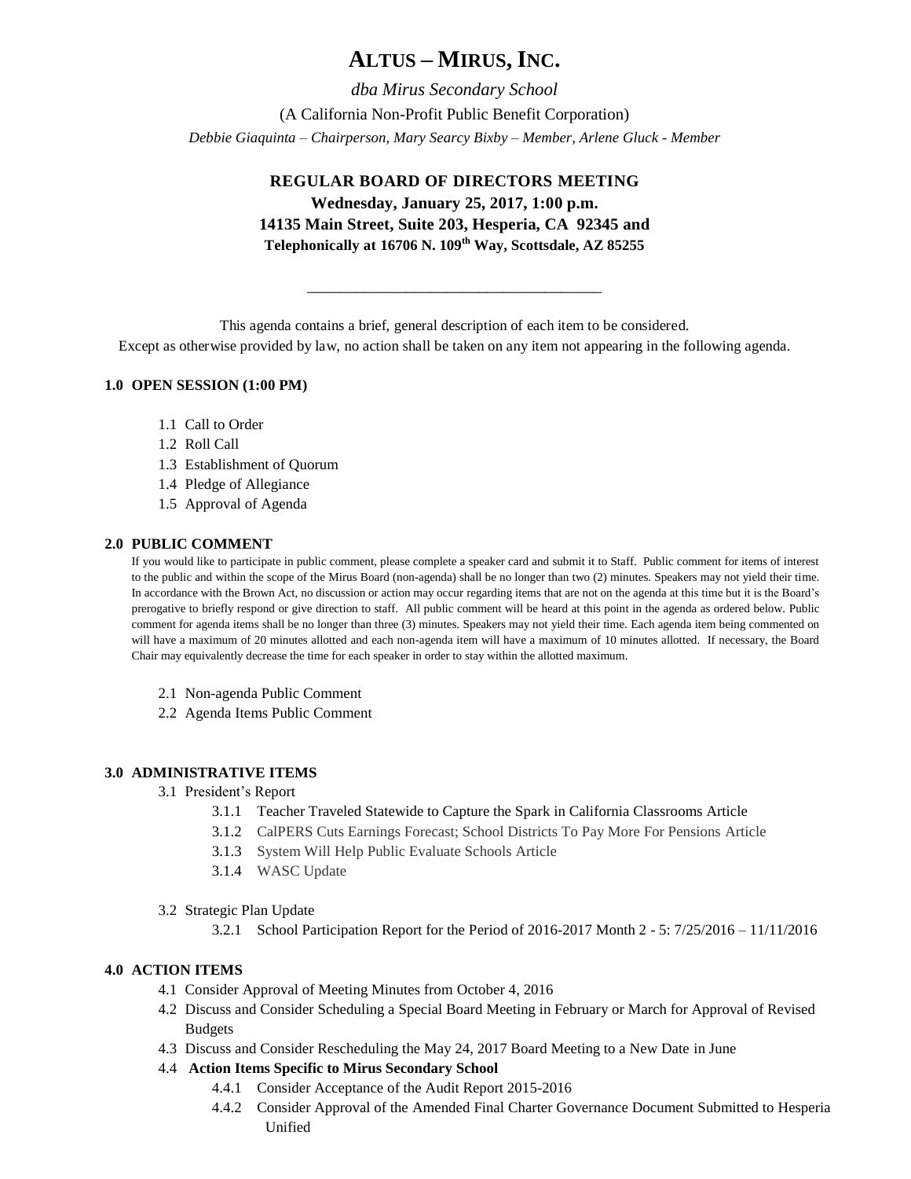# ALTUS – MIRUS, INC.

*dba Mirus Secondary School*

(A California Non-Profit Public Benefit Corporation)

*Debbie Giaquinta – Chairperson, Mary Searcy Bixby – Member, Arlene Gluck - Member*

## REGULAR BOARD OF DIRECTORS MEETING

**Wednesday, January 25, 2017, 1:00 p.m.**

**14135 Main Street, Suite 203, Hesperia, CA 92345 and**

**Telephonically at 16706 N. 109th Way, Scottsdale, AZ 85255**

---

This agenda contains a brief, general description of each item to be considered.
Except as otherwise provided by law, no action shall be taken on any item not appearing in the following agenda.

### 1.0 OPEN SESSION (1:00 PM)

- 1.1 Call to Order
- 1.2 Roll Call
- 1.3 Establishment of Quorum
- 1.4 Pledge of Allegiance
- 1.5 Approval of Agenda

### 2.0 PUBLIC COMMENT

If you would like to participate in public comment, please complete a speaker card and submit it to Staff. Public comment for items of interest to the public and within the scope of the Mirus Board (non-agenda) shall be no longer than two (2) minutes. Speakers may not yield their time. In accordance with the Brown Act, no discussion or action may occur regarding items that are not on the agenda at this time but it is the Board's prerogative to briefly respond or give direction to staff. All public comment will be heard at this point in the agenda as ordered below. Public comment for agenda items shall be no longer than three (3) minutes. Speakers may not yield their time. Each agenda item being commented on will have a maximum of 20 minutes allotted and each non-agenda item will have a maximum of 10 minutes allotted. If necessary, the Board Chair may equivalently decrease the time for each speaker in order to stay within the allotted maximum.

- 2.1 Non-agenda Public Comment
- 2.2 Agenda Items Public Comment

### 3.0 ADMINISTRATIVE ITEMS

- 3.1 President's Report
  - 3.1.1 Teacher Traveled Statewide to Capture the Spark in California Classrooms Article
  - 3.1.2 CalPERS Cuts Earnings Forecast; School Districts To Pay More For Pensions Article
  - 3.1.3 System Will Help Public Evaluate Schools Article
  - 3.1.4 WASC Update
- 3.2 Strategic Plan Update
  - 3.2.1 School Participation Report for the Period of 2016-2017 Month 2 - 5: 7/25/2016 – 11/11/2016

### 4.0 ACTION ITEMS

- 4.1 Consider Approval of Meeting Minutes from October 4, 2016
- 4.2 Discuss and Consider Scheduling a Special Board Meeting in February or March for Approval of Revised Budgets
- 4.3 Discuss and Consider Rescheduling the May 24, 2017 Board Meeting to a New Date in June
- 4.4 **Action Items Specific to Mirus Secondary School**
  - 4.4.1 Consider Acceptance of the Audit Report 2015-2016
  - 4.4.2 Consider Approval of the Amended Final Charter Governance Document Submitted to Hesperia Unified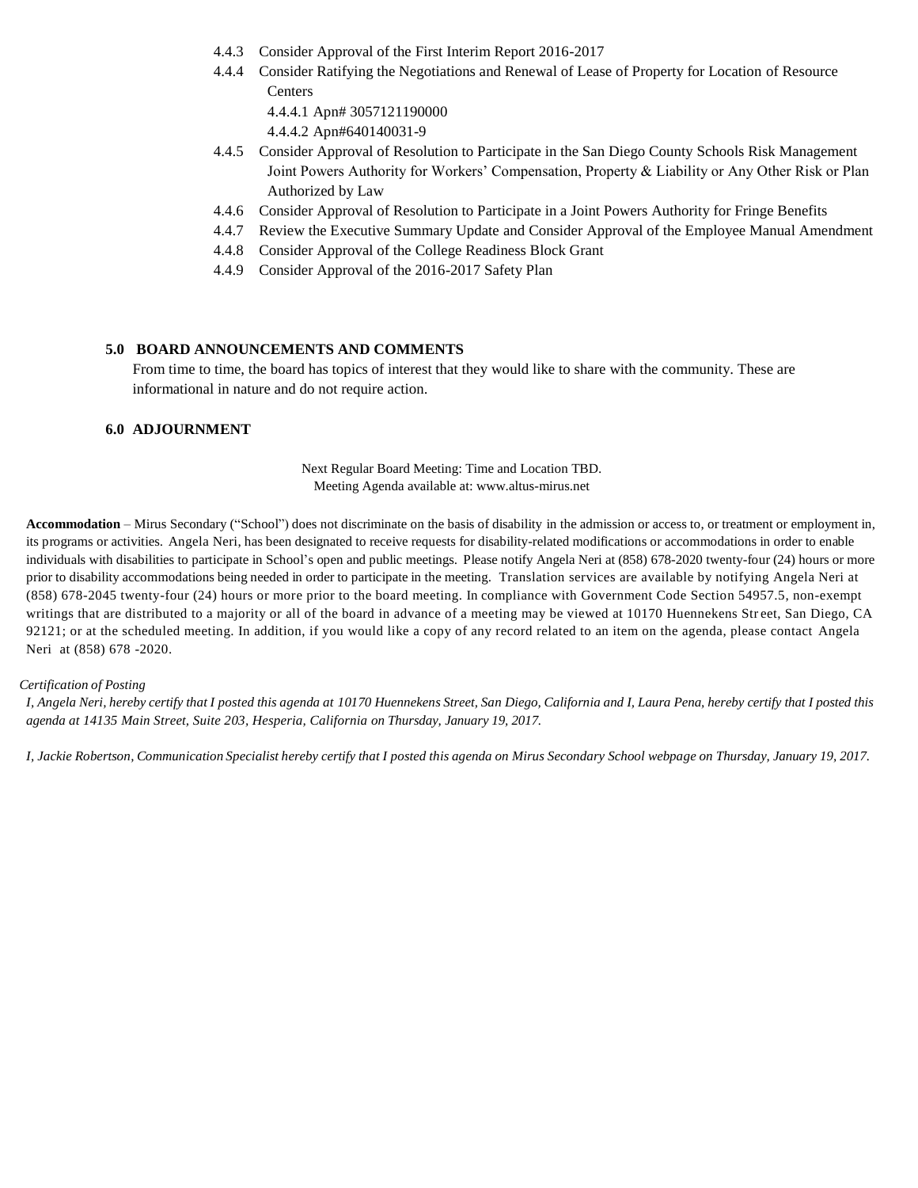- 4.4.3 Consider Approval of the First Interim Report 2016-2017
- 4.4.4 Consider Ratifying the Negotiations and Renewal of Lease of Property for Location of Resource Centers
  - 4.4.4.1 Apn# 3057121190000
  - 4.4.4.2 Apn#640140031-9
- 4.4.5 Consider Approval of Resolution to Participate in the San Diego County Schools Risk Management Joint Powers Authority for Workers' Compensation, Property & Liability or Any Other Risk or Plan Authorized by Law
- 4.4.6 Consider Approval of Resolution to Participate in a Joint Powers Authority for Fringe Benefits
- 4.4.7 Review the Executive Summary Update and Consider Approval of the Employee Manual Amendment
- 4.4.8 Consider Approval of the College Readiness Block Grant
- 4.4.9 Consider Approval of the 2016-2017 Safety Plan

**5.0 BOARD ANNOUNCEMENTS AND COMMENTS**

From time to time, the board has topics of interest that they would like to share with the community. These are informational in nature and do not require action.

**6.0 ADJOURNMENT**

Next Regular Board Meeting: Time and Location TBD.
Meeting Agenda available at: www.altus-mirus.net

**Accommodation** – Mirus Secondary ("School") does not discriminate on the basis of disability in the admission or access to, or treatment or employment in, its programs or activities. Angela Neri, has been designated to receive requests for disability-related modifications or accommodations in order to enable individuals with disabilities to participate in School's open and public meetings. Please notify Angela Neri at (858) 678-2020 twenty-four (24) hours or more prior to disability accommodations being needed in order to participate in the meeting. Translation services are available by notifying Angela Neri at (858) 678-2045 twenty-four (24) hours or more prior to the board meeting. In compliance with Government Code Section 54957.5, non-exempt writings that are distributed to a majority or all of the board in advance of a meeting may be viewed at 10170 Huennekens Street, San Diego, CA 92121; or at the scheduled meeting. In addition, if you would like a copy of any record related to an item on the agenda, please contact Angela Neri at (858) 678 -2020.

*Certification of Posting*

*I, Angela Neri, hereby certify that I posted this agenda at 10170 Huennekens Street, San Diego, California and I, Laura Pena, hereby certify that I posted this agenda at 14135 Main Street, Suite 203, Hesperia, California on Thursday, January 19, 2017.*

*I, Jackie Robertson, Communication Specialist hereby certify that I posted this agenda on Mirus Secondary School webpage on Thursday, January 19, 2017.*